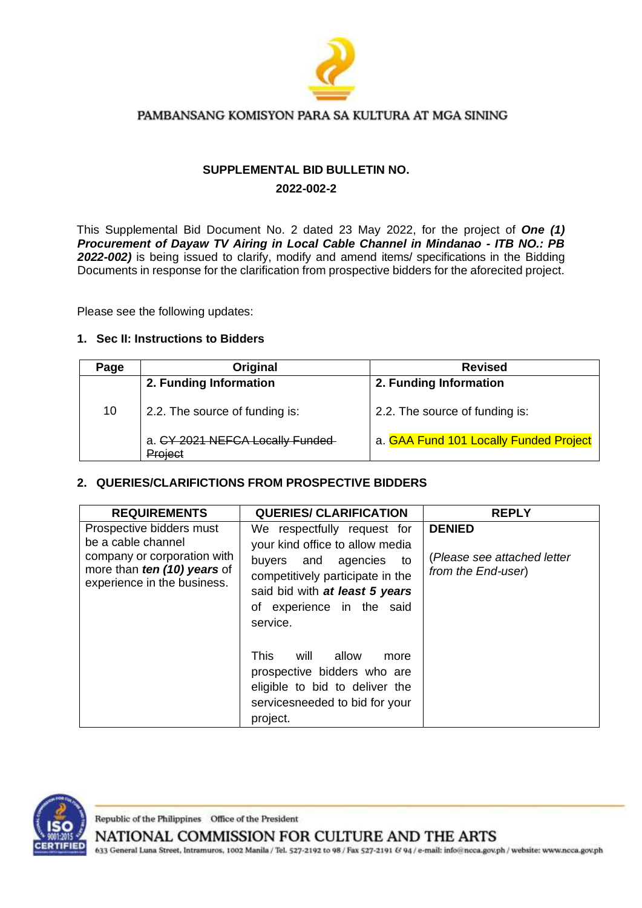PAMBANSANG KOMISYON PARA SA KULTURA AT MGA SINING

## SUPPLEMENTAL BID BULLETIN NO. 2022-002-2

This Supplemental Bid Document No. 2 dated 23 May 2022, for the project of ***One (1) Procurement of Dayaw TV Airing in Local Cable Channel in Mindanao - ITB NO.: PB 2022-002)*** is being issued to clarify, modify and amend items/ specifications in the Bidding Documents in response for the clarification from prospective bidders for the aforecited project.

Please see the following updates:

### 1. Sec II: Instructions to Bidders

| Page | Original | Revised |
|---|---|---|
| 10 | **2. Funding Information**<br><br>2.2. The source of funding is:<br><br>a. ~~CY 2021 NEFCA Locally Funded Project~~ | **2. Funding Information**<br><br>2.2. The source of funding is:<br><br>a. GAA Fund 101 Locally Funded Project |

### 2. QUERIES/CLARIFICTIONS FROM PROSPECTIVE BIDDERS

| REQUIREMENTS | QUERIES/ CLARIFICATION | REPLY |
|---|---|---|
| Prospective bidders must be a cable channel company or corporation with more than ***ten (10) years*** of experience in the business. | We respectfully request for your kind office to allow media buyers and agencies to competitively participate in the said bid with ***at least 5 years*** of experience in the said service.<br><br>This will allow more prospective bidders who are eligible to bid to deliver the servicesneeded to bid for your project. | **DENIED**<br><br>(*Please see attached letter from the End-user*) |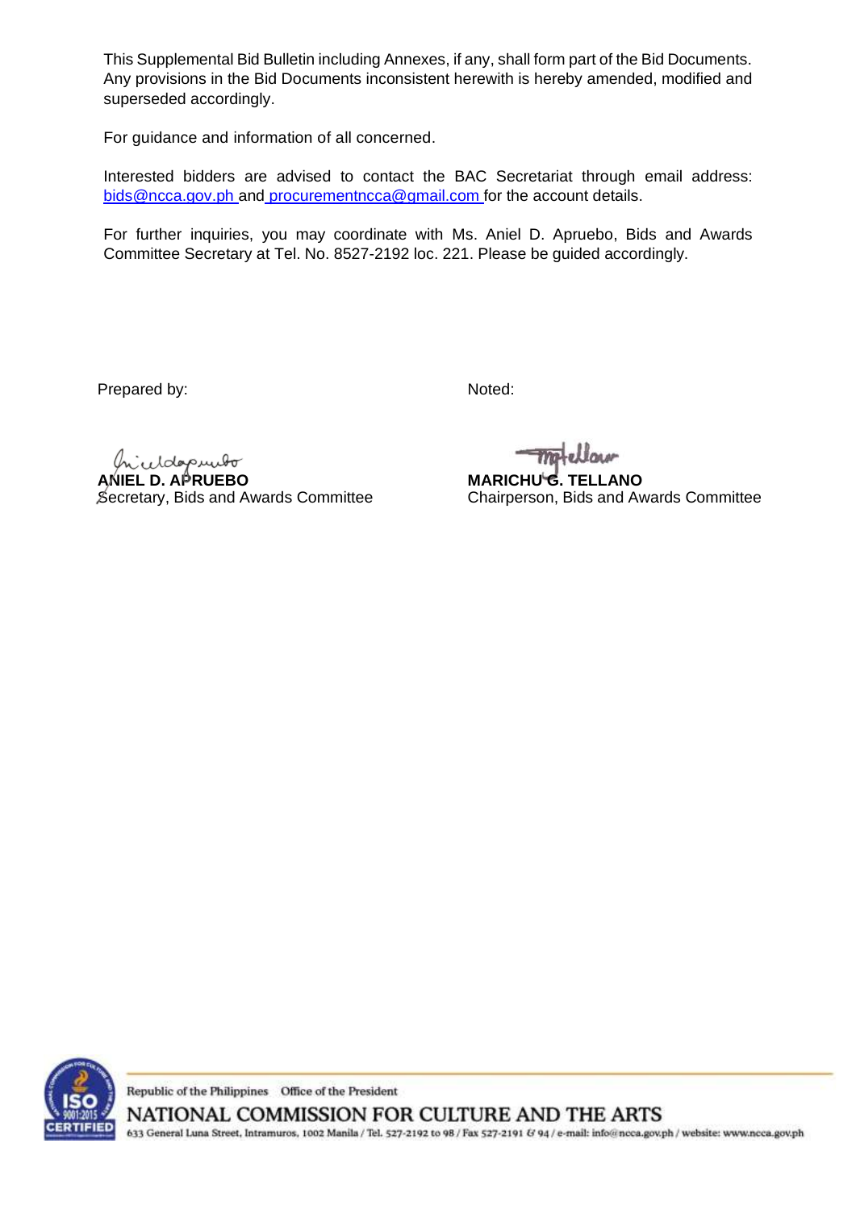This Supplemental Bid Bulletin including Annexes, if any, shall form part of the Bid Documents. Any provisions in the Bid Documents inconsistent herewith is hereby amended, modified and superseded accordingly.

For guidance and information of all concerned.

Interested bidders are advised to contact the BAC Secretariat through email address: bids@ncca.gov.ph and procurementncca@gmail.com for the account details.

For further inquiries, you may coordinate with Ms. Aniel D. Apruebo, Bids and Awards Committee Secretary at Tel. No. 8527-2192 loc. 221. Please be guided accordingly.

Prepared by:

**ANIEL D. APRUEBO**
Secretary, Bids and Awards Committee

Noted:

**MARICHU G. TELLANO**
Chairperson, Bids and Awards Committee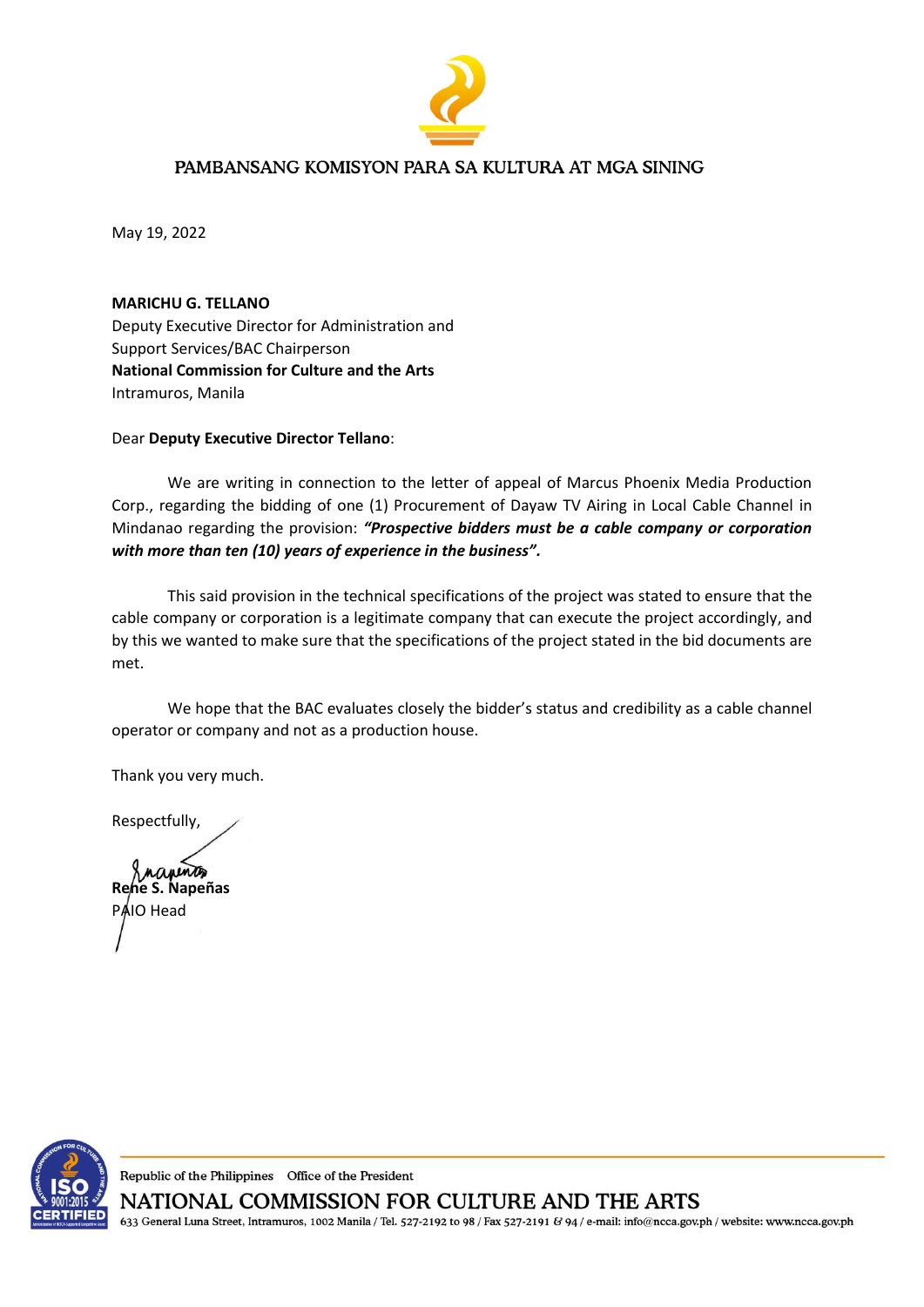PAMBANSANG KOMISYON PARA SA KULTURA AT MGA SINING

May 19, 2022

**MARICHU G. TELLANO**
Deputy Executive Director for Administration and Support Services/BAC Chairperson
**National Commission for Culture and the Arts**
Intramuros, Manila

Dear **Deputy Executive Director Tellano**:

We are writing in connection to the letter of appeal of Marcus Phoenix Media Production Corp., regarding the bidding of one (1) Procurement of Dayaw TV Airing in Local Cable Channel in Mindanao regarding the provision: ***"Prospective bidders must be a cable company or corporation with more than ten (10) years of experience in the business".***

This said provision in the technical specifications of the project was stated to ensure that the cable company or corporation is a legitimate company that can execute the project accordingly, and by this we wanted to make sure that the specifications of the project stated in the bid documents are met.

We hope that the BAC evaluates closely the bidder's status and credibility as a cable channel operator or company and not as a production house.

Thank you very much.

Respectfully,

**Rene S. Napeñas**
PAIO Head

Republic of the Philippines Office of the President
NATIONAL COMMISSION FOR CULTURE AND THE ARTS
633 General Luna Street, Intramuros, 1002 Manila / Tel. 527-2192 to 98 / Fax 527-2191 & 94 / e-mail: info@ncca.gov.ph / website: www.ncca.gov.ph